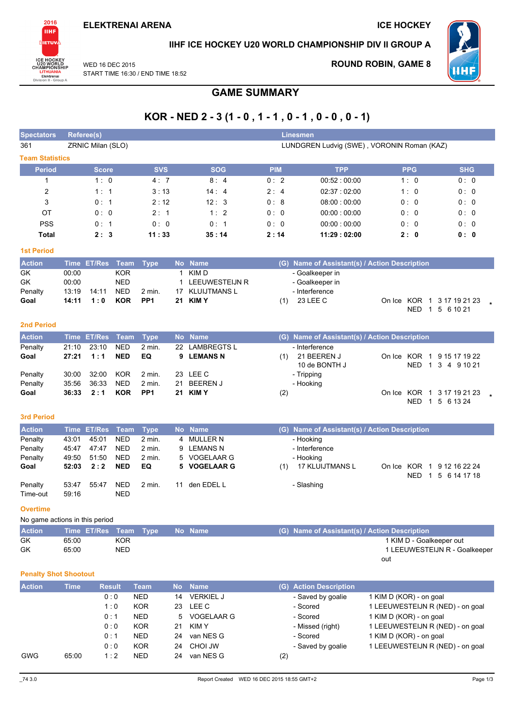ELEKTRENAI ARENA

ICE HOCKEY

IIHF ICE HOCKEY U20 WORLD CHAMPIONSHIP DIV II GROUP A

WED 16 DEC 2015
START TIME 16:30 / END TIME 18:52

ROUND ROBIN, GAME 8

# GAME SUMMARY

## KOR - NED 2 - 3 (1 - 0 , 1 - 1 , 0 - 1 , 0 - 0 , 0 - 1)

| Spectators | Referee(s) | Linesmen |
|---|---|---|
| 361 | ZRNIC Milan (SLO) | LUNDGREN Ludvig (SWE) , VORONIN Roman (KAZ) |

### Team Statistics

| Period | Score | SVS | SOG | PIM | TPP | PPG | SHG |
|---|---|---|---|---|---|---|---|
| 1 | 1 : 0 | 4 : 7 | 8 : 4 | 0 : 2 | 00:52 : 00:00 | 1 : 0 | 0 : 0 |
| 2 | 1 : 1 | 3 : 13 | 14 : 4 | 2 : 4 | 02:37 : 02:00 | 1 : 0 | 0 : 0 |
| 3 | 0 : 1 | 2 : 12 | 12 : 3 | 0 : 8 | 08:00 : 00:00 | 0 : 0 | 0 : 0 |
| OT | 0 : 0 | 2 : 1 | 1 : 2 | 0 : 0 | 00:00 : 00:00 | 0 : 0 | 0 : 0 |
| PSS | 0 : 1 | 0 : 0 | 0 : 1 | 0 : 0 | 00:00 : 00:00 | 0 : 0 | 0 : 0 |
| **Total** | **2 : 3** | **11 : 33** | **35 : 14** | **2 : 14** | **11:29 : 02:00** | **2 : 0** | **0 : 0** |

### 1st Period

| Action | Time | ET/Res | Team | Type | No | Name | (G) | Name of Assistant(s) / Action Description | On Ice |
|---|---|---|---|---|---|---|---|---|---|
| GK | 00:00 | | KOR | | 1 | KIM D | | - Goalkeeper in | |
| GK | 00:00 | | NED | | 1 | LEEUWESTEIJN R | | - Goalkeeper in | |
| Penalty | 13:19 | 14:11 | NED | 2 min. | 17 | KLUIJTMANS L | | - Interference | |
| **Goal** | **14:11** | **1 : 0** | **KOR** | **PP1** | **21** | **KIM Y** | (1) | 23 LEE C | KOR 1 3 17 19 21 23 / NED 1 5 6 10 21 * |

### 2nd Period

| Action | Time | ET/Res | Team | Type | No | Name | (G) | Name of Assistant(s) / Action Description | On Ice |
|---|---|---|---|---|---|---|---|---|---|
| Penalty | 21:10 | 23:10 | NED | 2 min. | 22 | LAMBREGTS L | | - Interference | |
| **Goal** | **27:21** | **1 : 1** | **NED** | **EQ** | **9** | **LEMANS N** | (1) | 21 BEEREN J, 10 de BONTH J | KOR 1 9 15 17 19 22 / NED 1 3 4 9 10 21 |
| Penalty | 30:00 | 32:00 | KOR | 2 min. | 23 | LEE C | | - Tripping | |
| Penalty | 35:56 | 36:33 | NED | 2 min. | 21 | BEEREN J | | - Hooking | |
| **Goal** | **36:33** | **2 : 1** | **KOR** | **PP1** | **21** | **KIM Y** | (2) | | KOR 1 3 17 19 21 23 / NED 1 5 6 13 24 * |

### 3rd Period

| Action | Time | ET/Res | Team | Type | No | Name | (G) | Name of Assistant(s) / Action Description | On Ice |
|---|---|---|---|---|---|---|---|---|---|
| Penalty | 43:01 | 45:01 | NED | 2 min. | 4 | MULLER N | | - Hooking | |
| Penalty | 45:47 | 47:47 | NED | 2 min. | 9 | LEMANS N | | - Interference | |
| Penalty | 49:50 | 51:50 | NED | 2 min. | 5 | VOGELAAR G | | - Hooking | |
| **Goal** | **52:03** | **2 : 2** | **NED** | **EQ** | **5** | **VOGELAAR G** | (1) | 17 KLUIJTMANS L | KOR 1 9 12 16 22 24 / NED 1 5 6 14 17 18 |
| Penalty | 53:47 | 55:47 | NED | 2 min. | 11 | den EDEL L | | - Slashing | |
| Time-out | 59:16 | | NED | | | | | | |

### Overtime

No game actions in this period

| Action | Time | ET/Res | Team | Type | No | Name | (G) | Name of Assistant(s) / Action Description |
|---|---|---|---|---|---|---|---|---|
| GK | 65:00 | | KOR | | | | | 1 KIM D - Goalkeeper out |
| GK | 65:00 | | NED | | | | | 1 LEEUWESTEIJN R - Goalkeeper out |

### Penalty Shot Shootout

| Action | Time | Result | Team | No | Name | (G) | Action Description | |
|---|---|---|---|---|---|---|---|---|
| | | 0 : 0 | NED | 14 | VERKIEL J | | - Saved by goalie | 1 KIM D (KOR) - on goal |
| | | 1 : 0 | KOR | 23 | LEE C | | - Scored | 1 LEEUWESTEIJN R (NED) - on goal |
| | | 0 : 1 | NED | 5 | VOGELAAR G | | - Scored | 1 KIM D (KOR) - on goal |
| | | 0 : 0 | KOR | 21 | KIM Y | | - Missed (right) | 1 LEEUWESTEIJN R (NED) - on goal |
| | | 0 : 1 | NED | 24 | van NES G | | - Scored | 1 KIM D (KOR) - on goal |
| | | 0 : 0 | KOR | 24 | CHOI JW | | - Saved by goalie | 1 LEEUWESTEIJN R (NED) - on goal |
| GWG | 65:00 | 1 : 2 | NED | 24 | van NES G | (2) | | |

_74 3.0 Report Created WED 16 DEC 2015 18:55 GMT+2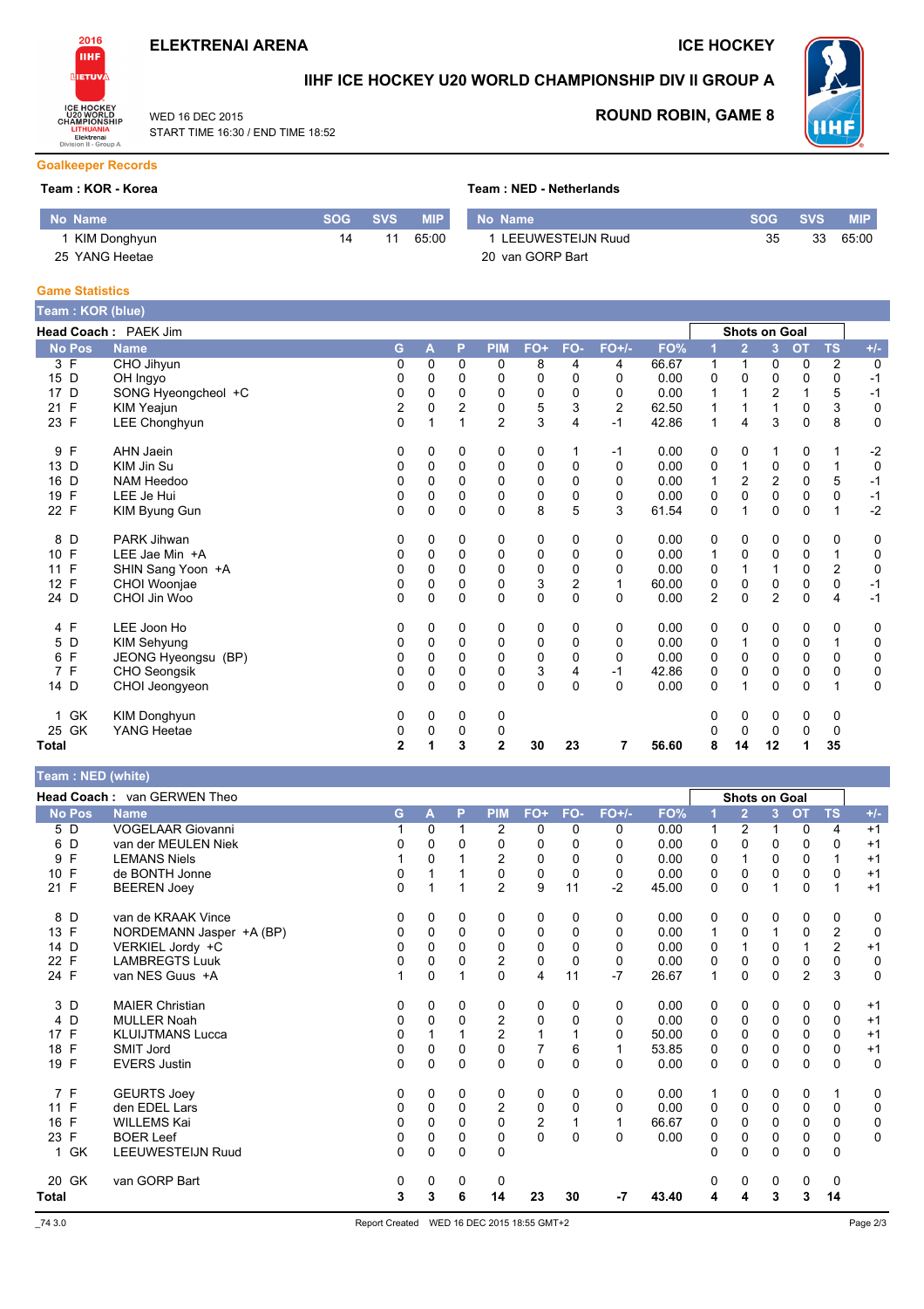# ELEKTRENAI ARENA

# ICE HOCKEY

## IIHF ICE HOCKEY U20 WORLD CHAMPIONSHIP DIV II GROUP A

WED 16 DEC 2015
START TIME 16:30 / END TIME 18:52

**ROUND ROBIN, GAME 8**

### Goalkeeper Records

**Team : KOR - Korea**

| No | Name | SOG | SVS | MIP |
|---|---|---|---|---|
| 1 | KIM Donghyun | 14 | 11 | 65:00 |
| 25 | YANG Heetae | | | |

**Team : NED - Netherlands**

| No | Name | SOG | SVS | MIP |
|---|---|---|---|---|
| 1 | LEEUWESTEIJN Ruud | 35 | 33 | 65:00 |
| 20 | van GORP Bart | | | |

### Game Statistics

**Team : KOR (blue)**

**Head Coach :** PAEK Jim

| No | Pos | Name | G | A | P | PIM | FO+ | FO- | FO+/- | FO% | Shots on Goal 1 | 2 | 3 | OT | TS | +/- |
|---|---|---|---|---|---|---|---|---|---|---|---|---|---|---|---|---|
| 3 | F | CHO Jihyun | 0 | 0 | 0 | 0 | 8 | 4 | 4 | 66.67 | 1 | 1 | 0 | 0 | 2 | 0 |
| 15 | D | OH Ingyo | 0 | 0 | 0 | 0 | 0 | 0 | 0 | 0.00 | 0 | 0 | 0 | 0 | 0 | -1 |
| 17 | D | SONG Hyeongcheol +C | 0 | 0 | 0 | 0 | 0 | 0 | 0 | 0.00 | 1 | 1 | 2 | 1 | 5 | -1 |
| 21 | F | KIM Yeajun | 2 | 0 | 2 | 0 | 5 | 3 | 2 | 62.50 | 1 | 1 | 1 | 0 | 3 | 0 |
| 23 | F | LEE Chonghyun | 0 | 1 | 1 | 2 | 3 | 4 | -1 | 42.86 | 1 | 4 | 3 | 0 | 8 | 0 |
| 9 | F | AHN Jaein | 0 | 0 | 0 | 0 | 0 | 1 | -1 | 0.00 | 0 | 0 | 1 | 0 | 1 | -2 |
| 13 | D | KIM Jin Su | 0 | 0 | 0 | 0 | 0 | 0 | 0 | 0.00 | 0 | 1 | 0 | 0 | 1 | 0 |
| 16 | D | NAM Heedoo | 0 | 0 | 0 | 0 | 0 | 0 | 0 | 0.00 | 1 | 2 | 2 | 0 | 5 | -1 |
| 19 | F | LEE Je Hui | 0 | 0 | 0 | 0 | 0 | 0 | 0 | 0.00 | 0 | 0 | 0 | 0 | 0 | -1 |
| 22 | F | KIM Byung Gun | 0 | 0 | 0 | 0 | 8 | 5 | 3 | 61.54 | 0 | 1 | 0 | 0 | 1 | -2 |
| 8 | D | PARK Jihwan | 0 | 0 | 0 | 0 | 0 | 0 | 0 | 0.00 | 0 | 0 | 0 | 0 | 0 | 0 |
| 10 | F | LEE Jae Min +A | 0 | 0 | 0 | 0 | 0 | 0 | 0 | 0.00 | 1 | 0 | 0 | 0 | 1 | 0 |
| 11 | F | SHIN Sang Yoon +A | 0 | 0 | 0 | 0 | 0 | 0 | 0 | 0.00 | 0 | 1 | 1 | 0 | 2 | 0 |
| 12 | F | CHOI Woonjae | 0 | 0 | 0 | 0 | 3 | 2 | 1 | 60.00 | 0 | 0 | 0 | 0 | 0 | -1 |
| 24 | D | CHOI Jin Woo | 0 | 0 | 0 | 0 | 0 | 0 | 0 | 0.00 | 2 | 0 | 2 | 0 | 4 | -1 |
| 4 | F | LEE Joon Ho | 0 | 0 | 0 | 0 | 0 | 0 | 0 | 0.00 | 0 | 0 | 0 | 0 | 0 | 0 |
| 5 | D | KIM Sehyung | 0 | 0 | 0 | 0 | 0 | 0 | 0 | 0.00 | 0 | 1 | 0 | 0 | 1 | 0 |
| 6 | F | JEONG Hyeongsu (BP) | 0 | 0 | 0 | 0 | 0 | 0 | 0 | 0.00 | 0 | 0 | 0 | 0 | 0 | 0 |
| 7 | F | CHO Seongsik | 0 | 0 | 0 | 0 | 3 | 4 | -1 | 42.86 | 0 | 0 | 0 | 0 | 0 | 0 |
| 14 | D | CHOI Jeongyeon | 0 | 0 | 0 | 0 | 0 | 0 | 0 | 0.00 | 0 | 1 | 0 | 0 | 1 | 0 |
| 1 | GK | KIM Donghyun | 0 | 0 | 0 | 0 | | | | | 0 | 0 | 0 | 0 | 0 | |
| 25 | GK | YANG Heetae | 0 | 0 | 0 | 0 | | | | | 0 | 0 | 0 | 0 | 0 | |
| **Total** | | | **2** | **1** | **3** | **2** | **30** | **23** | **7** | **56.60** | **8** | **14** | **12** | **1** | **35** | |

**Team : NED (white)**

**Head Coach :** van GERWEN Theo

| No | Pos | Name | G | A | P | PIM | FO+ | FO- | FO+/- | FO% | Shots on Goal 1 | 2 | 3 | OT | TS | +/- |
|---|---|---|---|---|---|---|---|---|---|---|---|---|---|---|---|---|
| 5 | D | VOGELAAR Giovanni | 1 | 0 | 1 | 2 | 0 | 0 | 0 | 0.00 | 1 | 2 | 1 | 0 | 4 | +1 |
| 6 | D | van der MEULEN Niek | 0 | 0 | 0 | 0 | 0 | 0 | 0 | 0.00 | 0 | 0 | 0 | 0 | 0 | +1 |
| 9 | F | LEMANS Niels | 1 | 0 | 1 | 2 | 0 | 0 | 0 | 0.00 | 0 | 1 | 0 | 0 | 1 | +1 |
| 10 | F | de BONTH Jonne | 0 | 1 | 1 | 0 | 0 | 0 | 0 | 0.00 | 0 | 0 | 0 | 0 | 0 | +1 |
| 21 | F | BEEREN Joey | 0 | 1 | 1 | 2 | 9 | 11 | -2 | 45.00 | 0 | 0 | 1 | 0 | 1 | +1 |
| 8 | D | van de KRAAK Vince | 0 | 0 | 0 | 0 | 0 | 0 | 0 | 0.00 | 0 | 0 | 0 | 0 | 0 | 0 |
| 13 | F | NORDEMANN Jasper +A (BP) | 0 | 0 | 0 | 0 | 0 | 0 | 0 | 0.00 | 1 | 0 | 1 | 0 | 2 | 0 |
| 14 | D | VERKIEL Jordy +C | 0 | 0 | 0 | 0 | 0 | 0 | 0 | 0.00 | 0 | 1 | 0 | 1 | 2 | +1 |
| 22 | F | LAMBREGTS Luuk | 0 | 0 | 0 | 2 | 0 | 0 | 0 | 0.00 | 0 | 0 | 0 | 0 | 0 | 0 |
| 24 | F | van NES Guus +A | 1 | 0 | 1 | 0 | 4 | 11 | -7 | 26.67 | 1 | 0 | 0 | 2 | 3 | 0 |
| 3 | D | MAIER Christian | 0 | 0 | 0 | 0 | 0 | 0 | 0 | 0.00 | 0 | 0 | 0 | 0 | 0 | +1 |
| 4 | D | MULLER Noah | 0 | 0 | 0 | 2 | 0 | 0 | 0 | 0.00 | 0 | 0 | 0 | 0 | 0 | +1 |
| 17 | F | KLUIJTMANS Lucca | 0 | 1 | 1 | 2 | 1 | 1 | 0 | 50.00 | 0 | 0 | 0 | 0 | 0 | +1 |
| 18 | F | SMIT Jord | 0 | 0 | 0 | 0 | 7 | 6 | 1 | 53.85 | 0 | 0 | 0 | 0 | 0 | +1 |
| 19 | F | EVERS Justin | 0 | 0 | 0 | 0 | 0 | 0 | 0 | 0.00 | 0 | 0 | 0 | 0 | 0 | 0 |
| 7 | F | GEURTS Joey | 0 | 0 | 0 | 0 | 0 | 0 | 0 | 0.00 | 1 | 0 | 0 | 0 | 1 | 0 |
| 11 | F | den EDEL Lars | 0 | 0 | 0 | 2 | 0 | 0 | 0 | 0.00 | 0 | 0 | 0 | 0 | 0 | 0 |
| 16 | F | WILLEMS Kai | 0 | 0 | 0 | 0 | 2 | 1 | 1 | 66.67 | 0 | 0 | 0 | 0 | 0 | 0 |
| 23 | F | BOER Leef | 0 | 0 | 0 | 0 | 0 | 0 | 0 | 0.00 | 0 | 0 | 0 | 0 | 0 | 0 |
| 1 | GK | LEEUWESTEIJN Ruud | 0 | 0 | 0 | 0 | | | | | 0 | 0 | 0 | 0 | 0 | |
| 20 | GK | van GORP Bart | 0 | 0 | 0 | 0 | | | | | 0 | 0 | 0 | 0 | 0 | |
| **Total** | | | **3** | **3** | **6** | **14** | **23** | **30** | **-7** | **43.40** | **4** | **4** | **3** | **3** | **14** | |

_74 3.0 Report Created WED 16 DEC 2015 18:55 GMT+2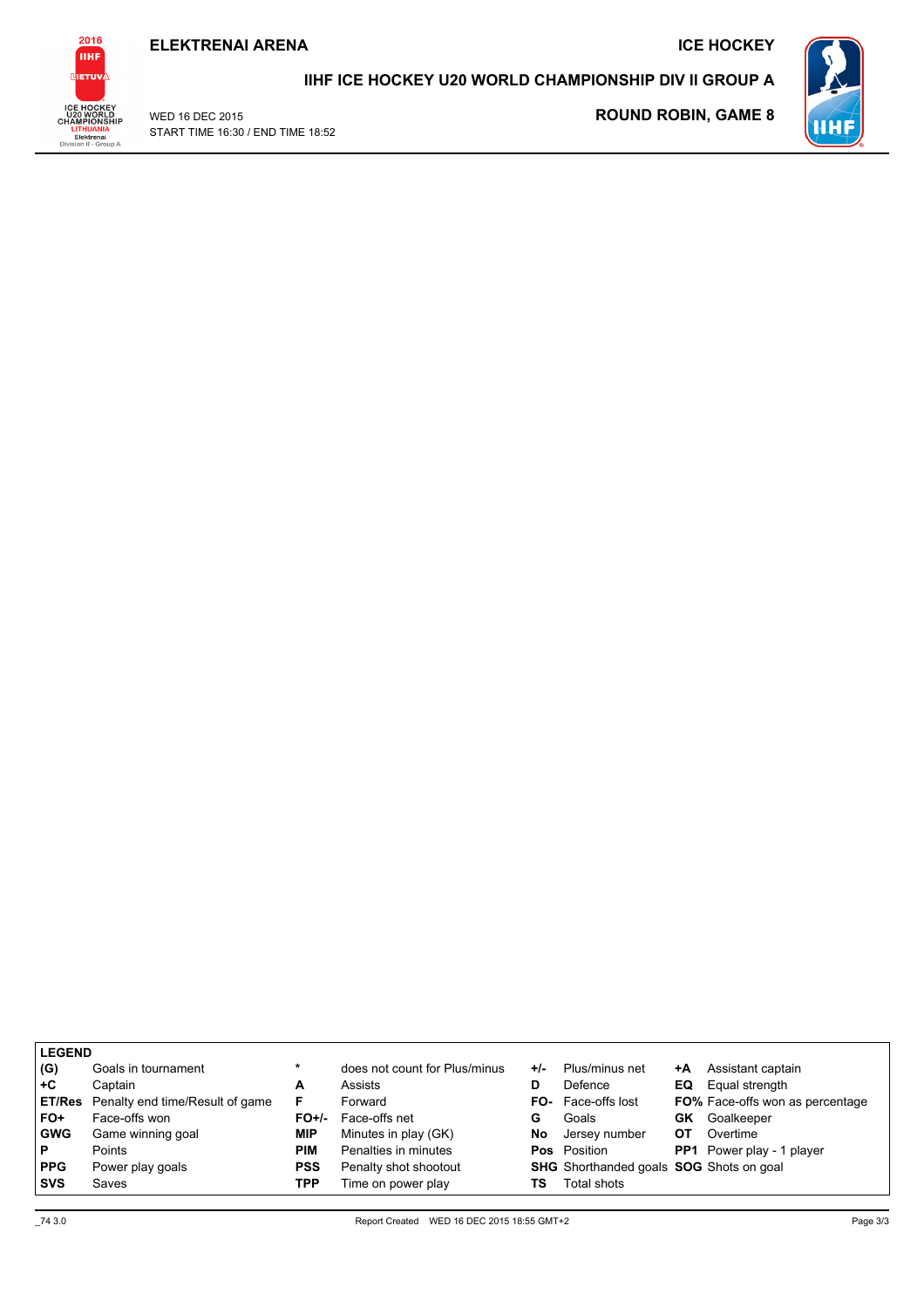ELEKTRENAI ARENA

ICE HOCKEY

IIHF ICE HOCKEY U20 WORLD CHAMPIONSHIP DIV II GROUP A

WED 16 DEC 2015
START TIME 16:30 / END TIME 18:52

ROUND ROBIN, GAME 8

| LEGEND | | | | | | | |
|---|---|---|---|---|---|---|---|
| (G) | Goals in tournament | * | does not count for Plus/minus | +/- | Plus/minus net | +A | Assistant captain |
| +C | Captain | A | Assists | D | Defence | EQ | Equal strength |
| ET/Res | Penalty end time/Result of game | F | Forward | FO- | Face-offs lost | FO% | Face-offs won as percentage |
| FO+ | Face-offs won | FO+/- | Face-offs net | G | Goals | GK | Goalkeeper |
| GWG | Game winning goal | MIP | Minutes in play (GK) | No | Jersey number | OT | Overtime |
| P | Points | PIM | Penalties in minutes | Pos | Position | PP1 | Power play - 1 player |
| PPG | Power play goals | PSS | Penalty shot shootout | SHG | Shorthanded goals | SOG | Shots on goal |
| SVS | Saves | TPP | Time on power play | TS | Total shots | | |

_74 3.0 Report Created WED 16 DEC 2015 18:55 GMT+2